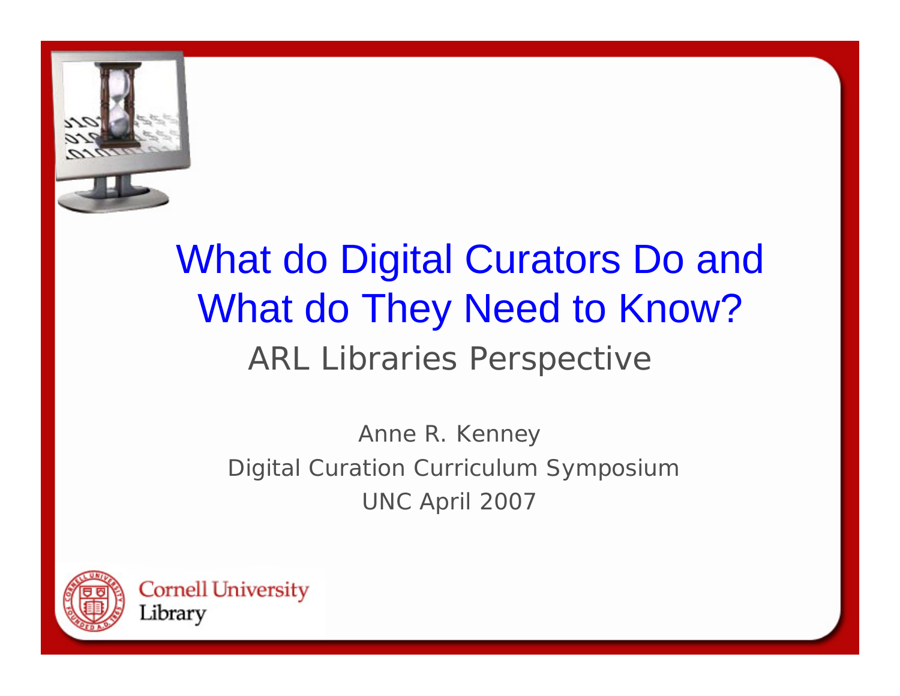# What do Digital Curators Do and What do They Need to Know?

## ARL Libraries Perspective

Anne R. Kenney

Digital Curation Curriculum Symposium

UNC April 2007

Cornell University Library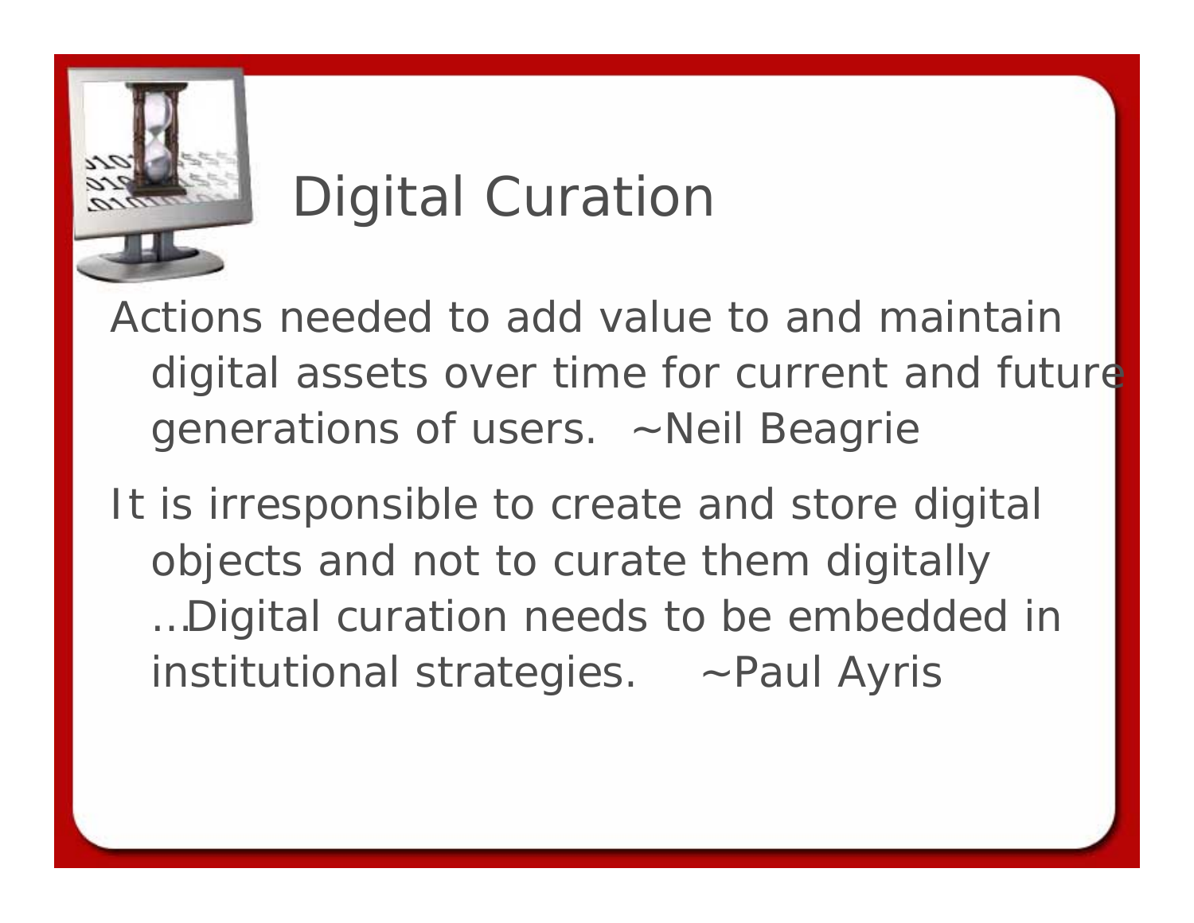# Digital Curation

Actions needed to add value to and maintain digital assets over time for current and future generations of users. ~Neil Beagrie

It is irresponsible to create and store digital objects and not to curate them digitally …Digital curation needs to be embedded in institutional strategies. ~Paul Ayris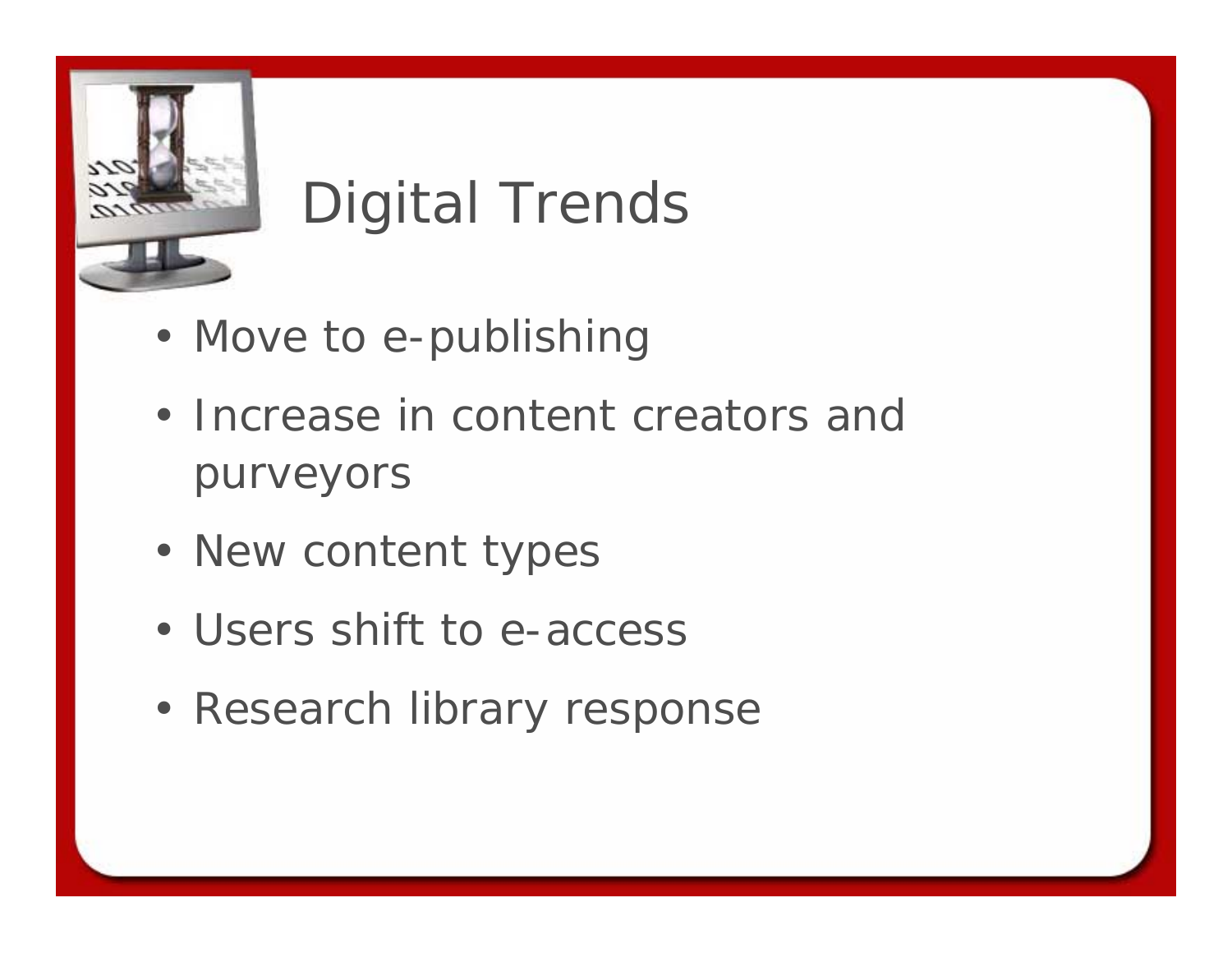# Digital Trends

- Move to e-publishing
- Increase in content creators and purveyors
- New content types
- Users shift to e-access
- Research library response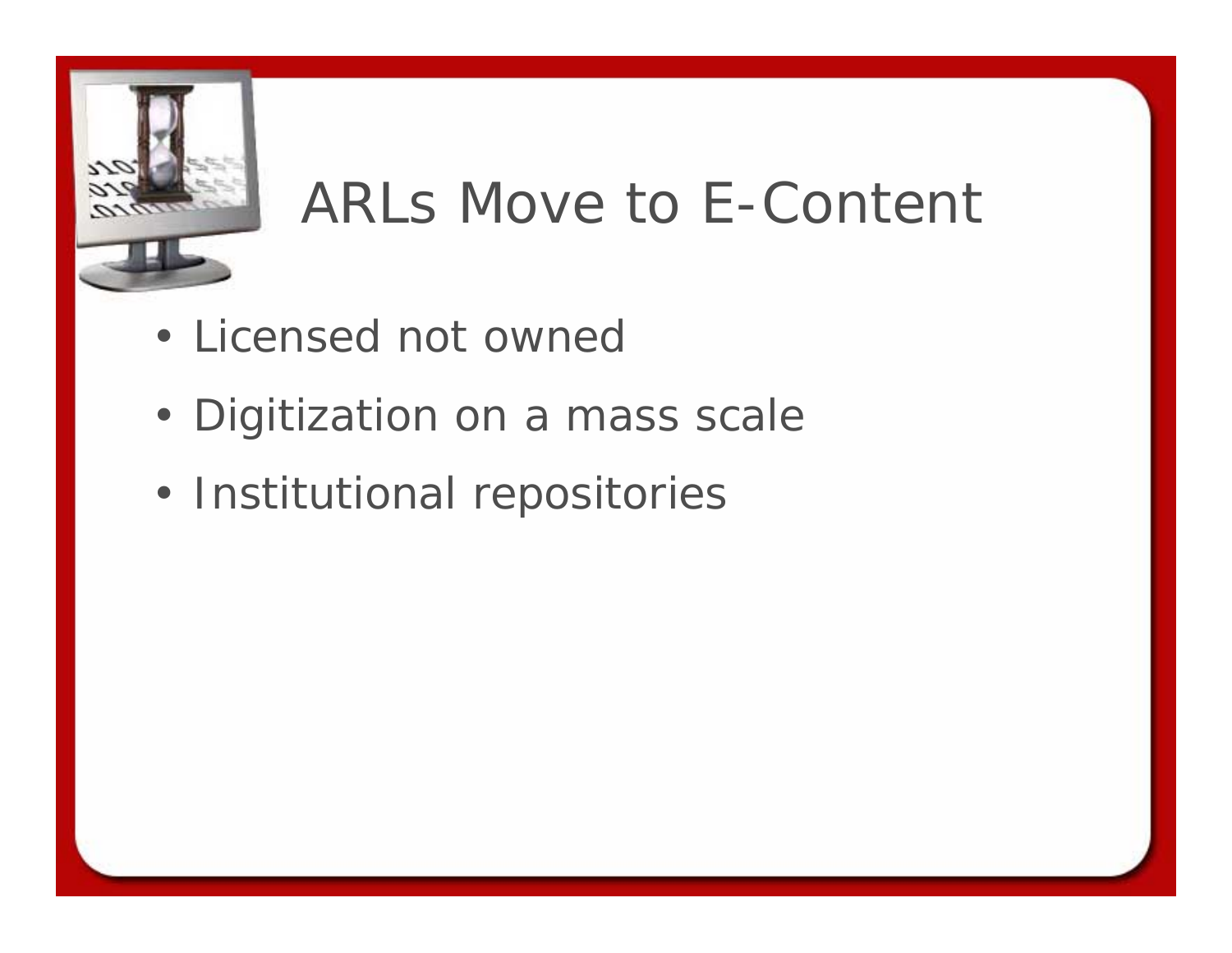# ARLs Move to E-Content

- Licensed not owned
- Digitization on a mass scale
- Institutional repositories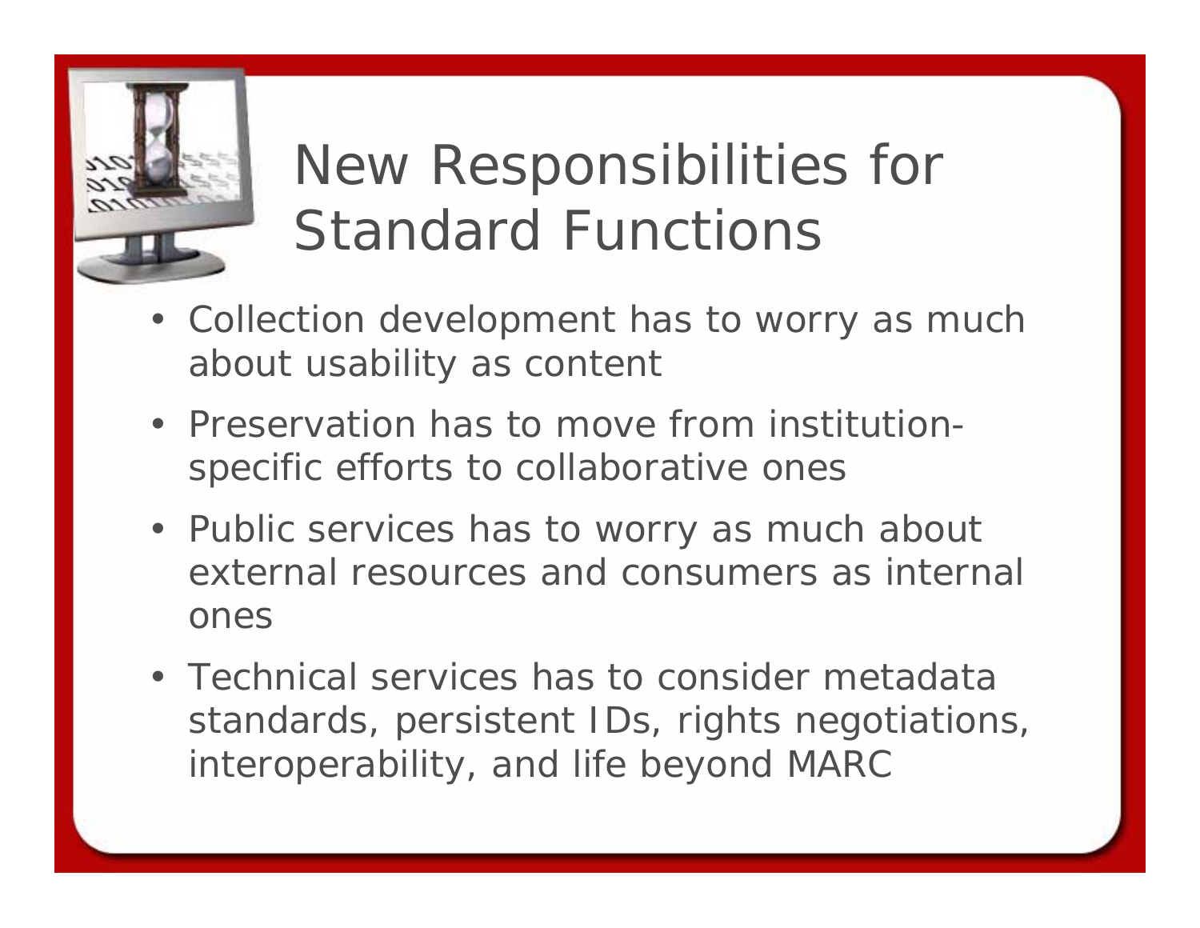# New Responsibilities for Standard Functions

- Collection development has to worry as much about usability as content
- Preservation has to move from institution-specific efforts to collaborative ones
- Public services has to worry as much about external resources and consumers as internal ones
- Technical services has to consider metadata standards, persistent IDs, rights negotiations, interoperability, and life beyond MARC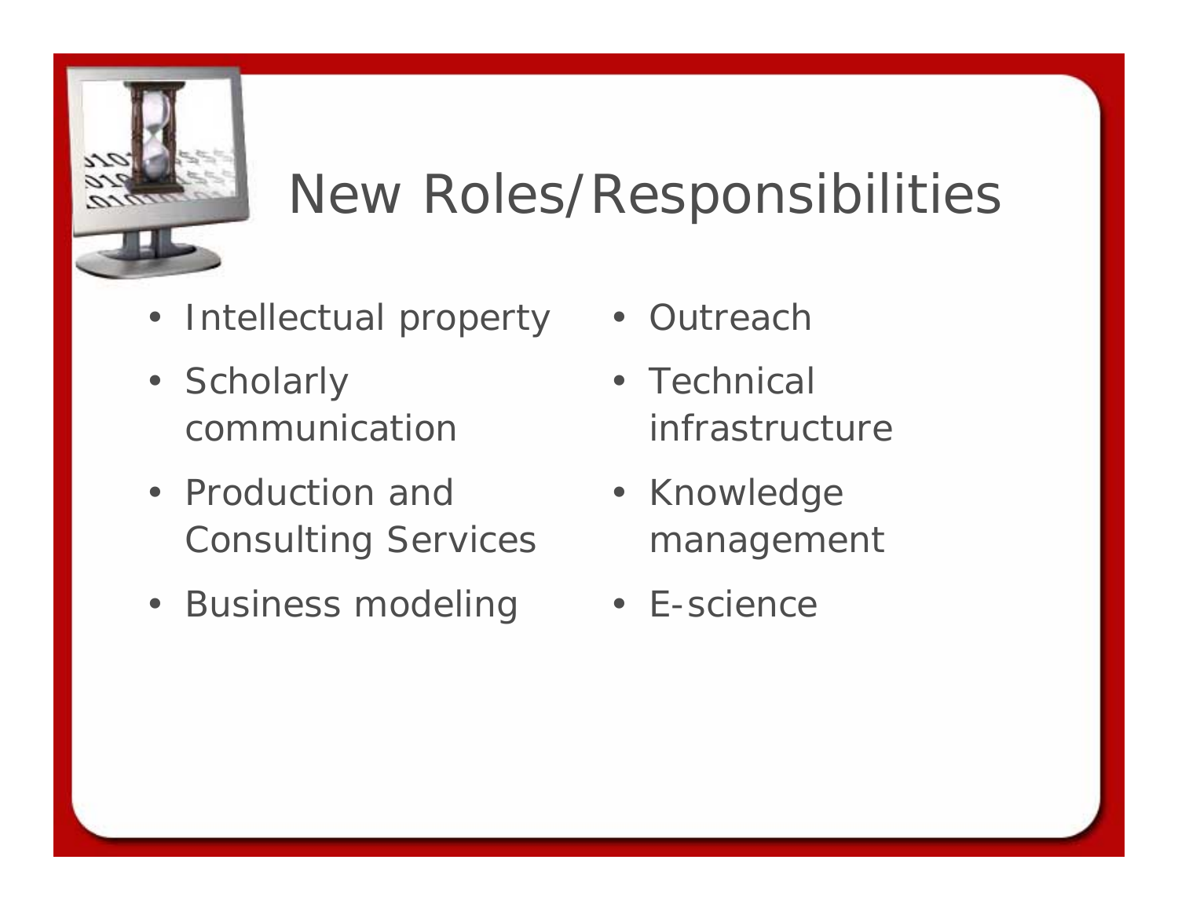# New Roles/Responsibilities

- Intellectual property
- Scholarly communication
- Production and Consulting Services
- Business modeling
- Outreach
- Technical infrastructure
- Knowledge management
- E-science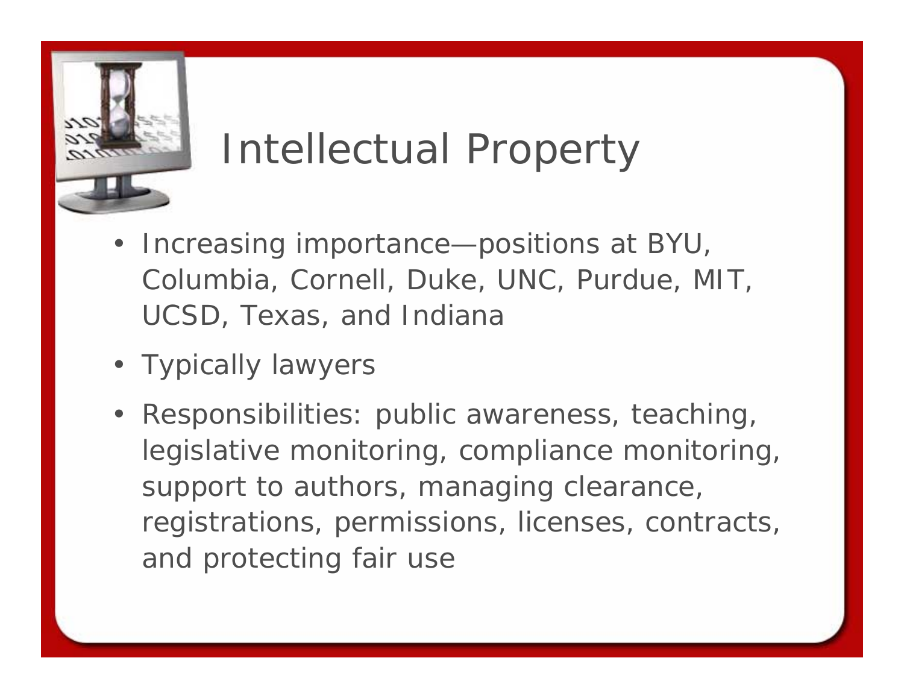# Intellectual Property

- Increasing importance—positions at BYU, Columbia, Cornell, Duke, UNC, Purdue, MIT, UCSD, Texas, and Indiana
- Typically lawyers
- Responsibilities: public awareness, teaching, legislative monitoring, compliance monitoring, support to authors, managing clearance, registrations, permissions, licenses, contracts, and protecting fair use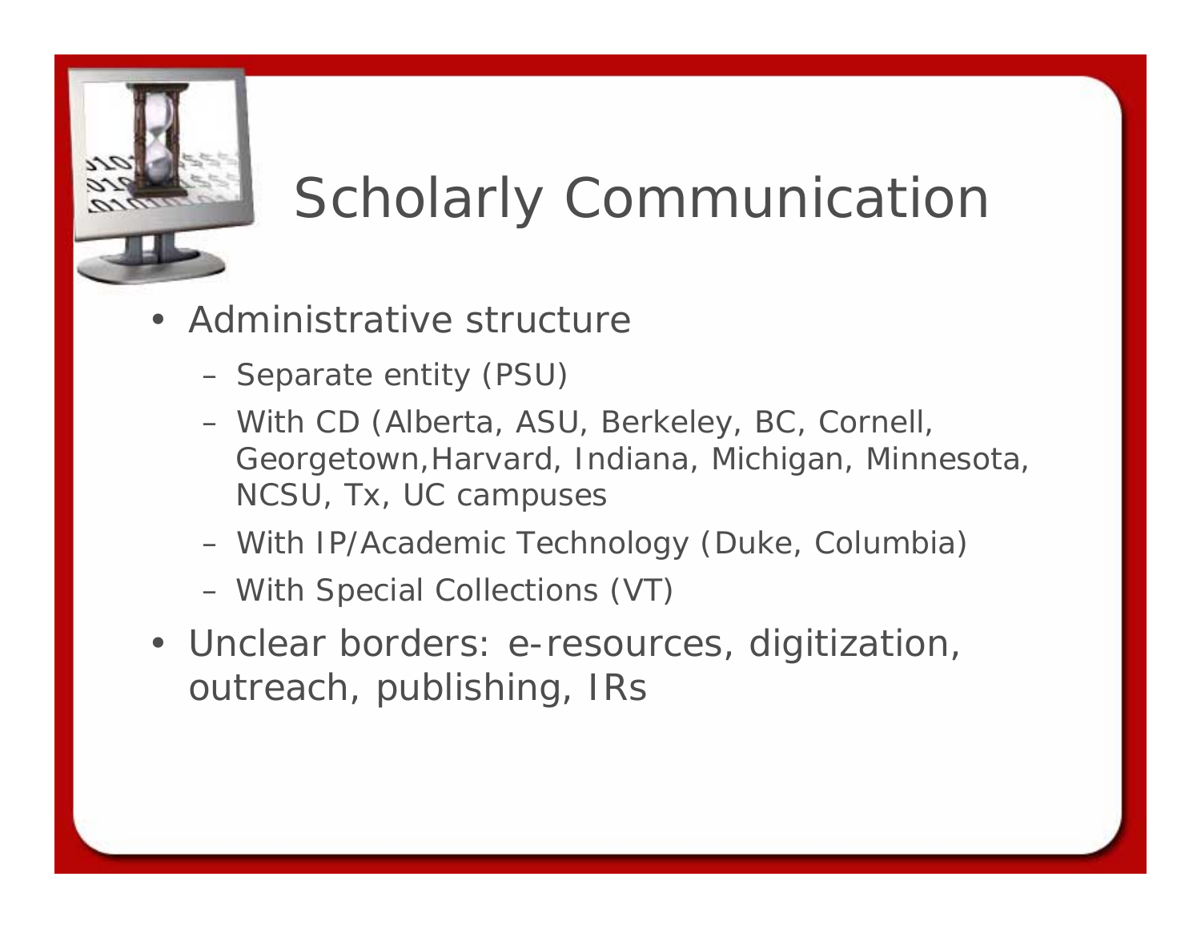# Scholarly Communication

- Administrative structure
  - Separate entity (PSU)
  - With CD (Alberta, ASU, Berkeley, BC, Cornell, Georgetown,Harvard, Indiana, Michigan, Minnesota, NCSU, Tx, UC campuses
  - With IP/Academic Technology (Duke, Columbia)
  - With Special Collections (VT)
- Unclear borders: e-resources, digitization, outreach, publishing, IRs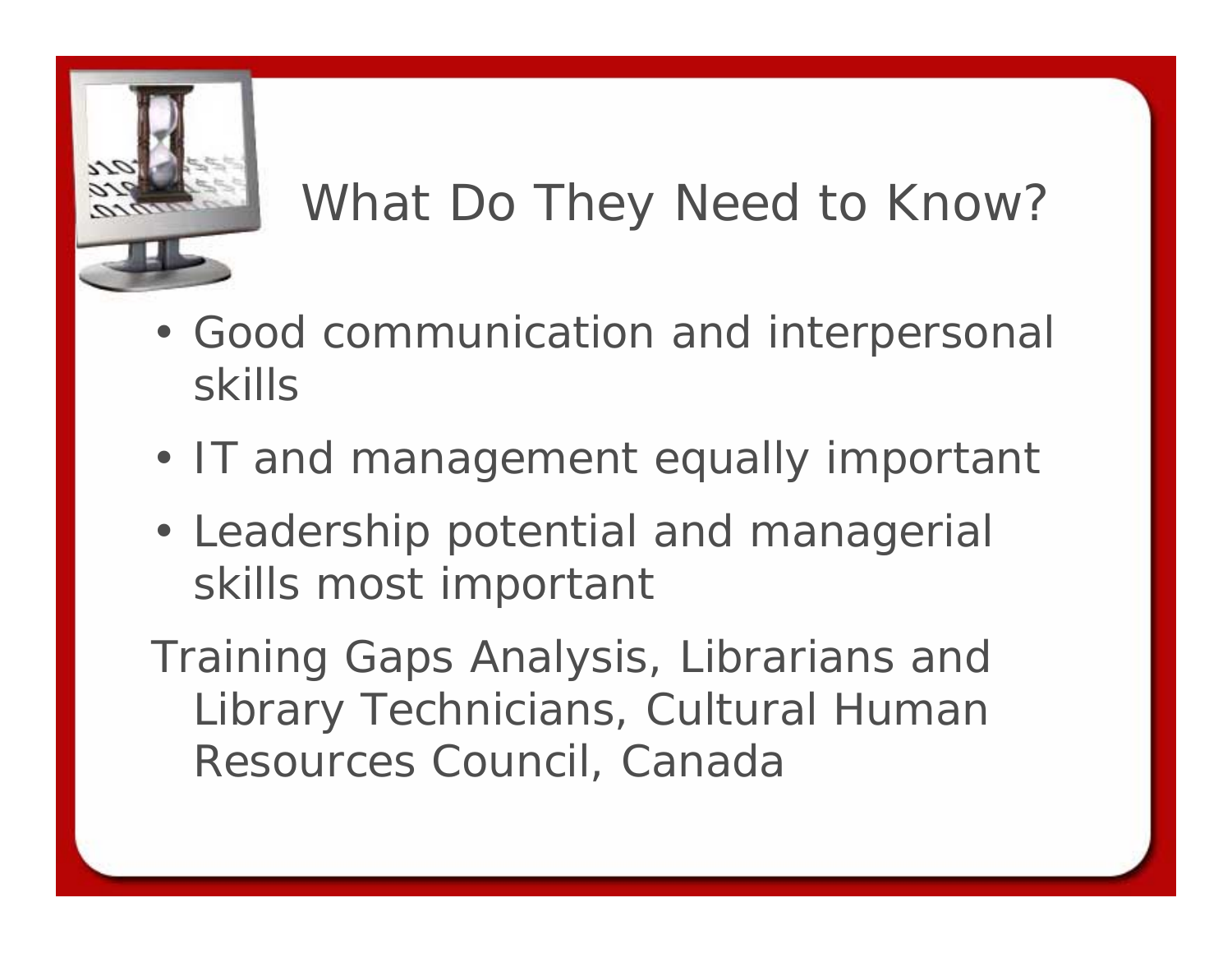# What Do They Need to Know?

- Good communication and interpersonal skills
- IT and management equally important
- Leadership potential and managerial skills most important

Training Gaps Analysis, Librarians and Library Technicians, Cultural Human Resources Council, Canada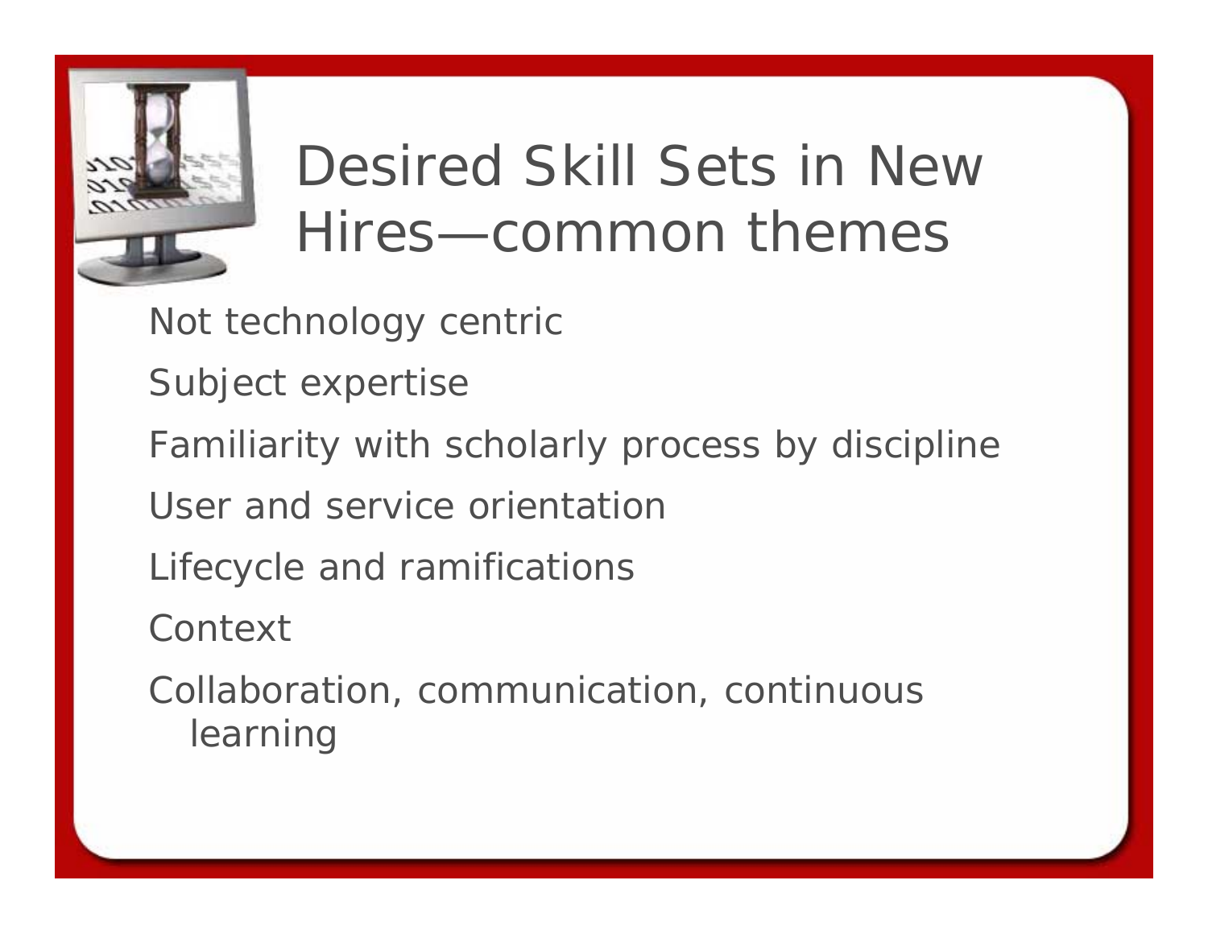# Desired Skill Sets in New Hires—common themes

- Not technology centric
- Subject expertise
- Familiarity with scholarly process by discipline
- User and service orientation
- Lifecycle and ramifications
- Context
- Collaboration, communication, continuous learning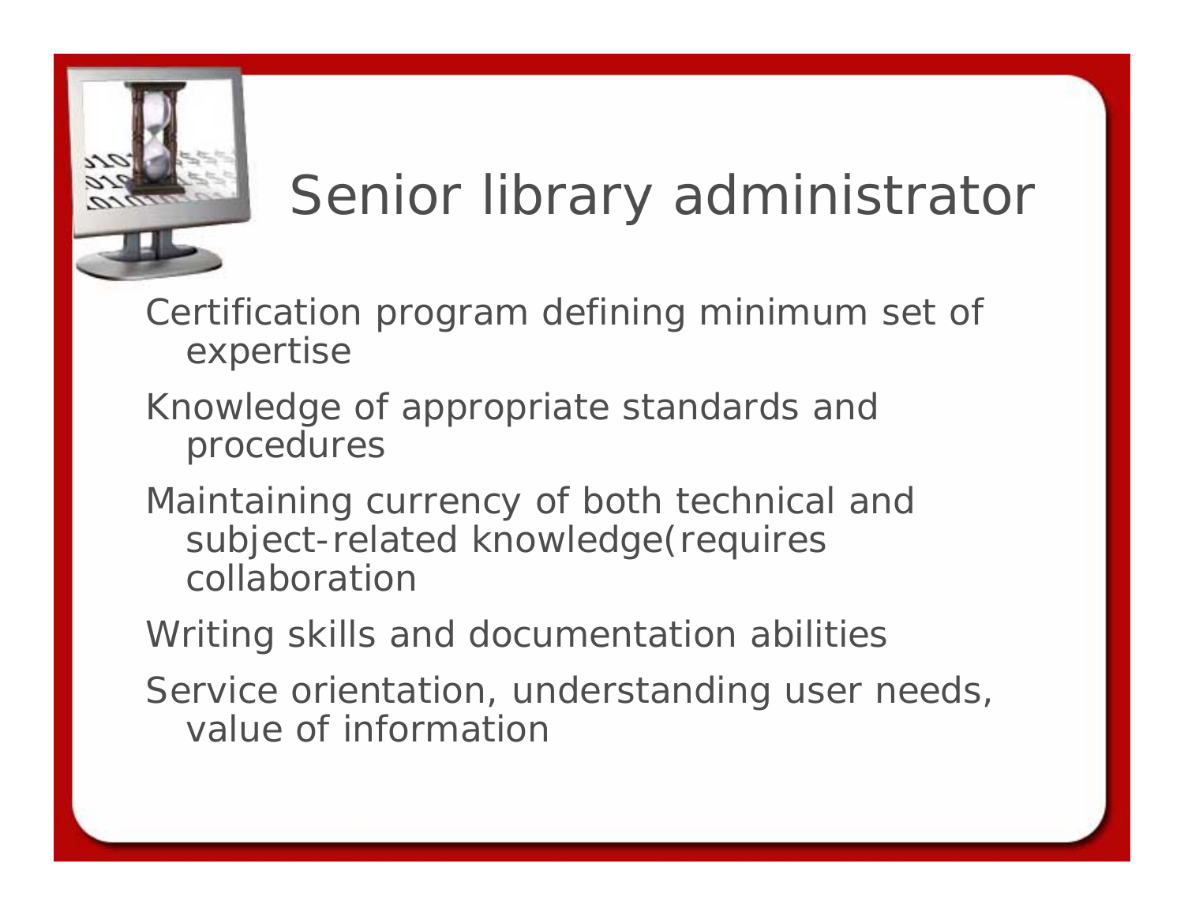# Senior library administrator

- Certification program defining minimum set of expertise
- Knowledge of appropriate standards and procedures
- Maintaining currency of both technical and subject-related knowledge(requires collaboration
- Writing skills and documentation abilities
- Service orientation, understanding user needs, value of information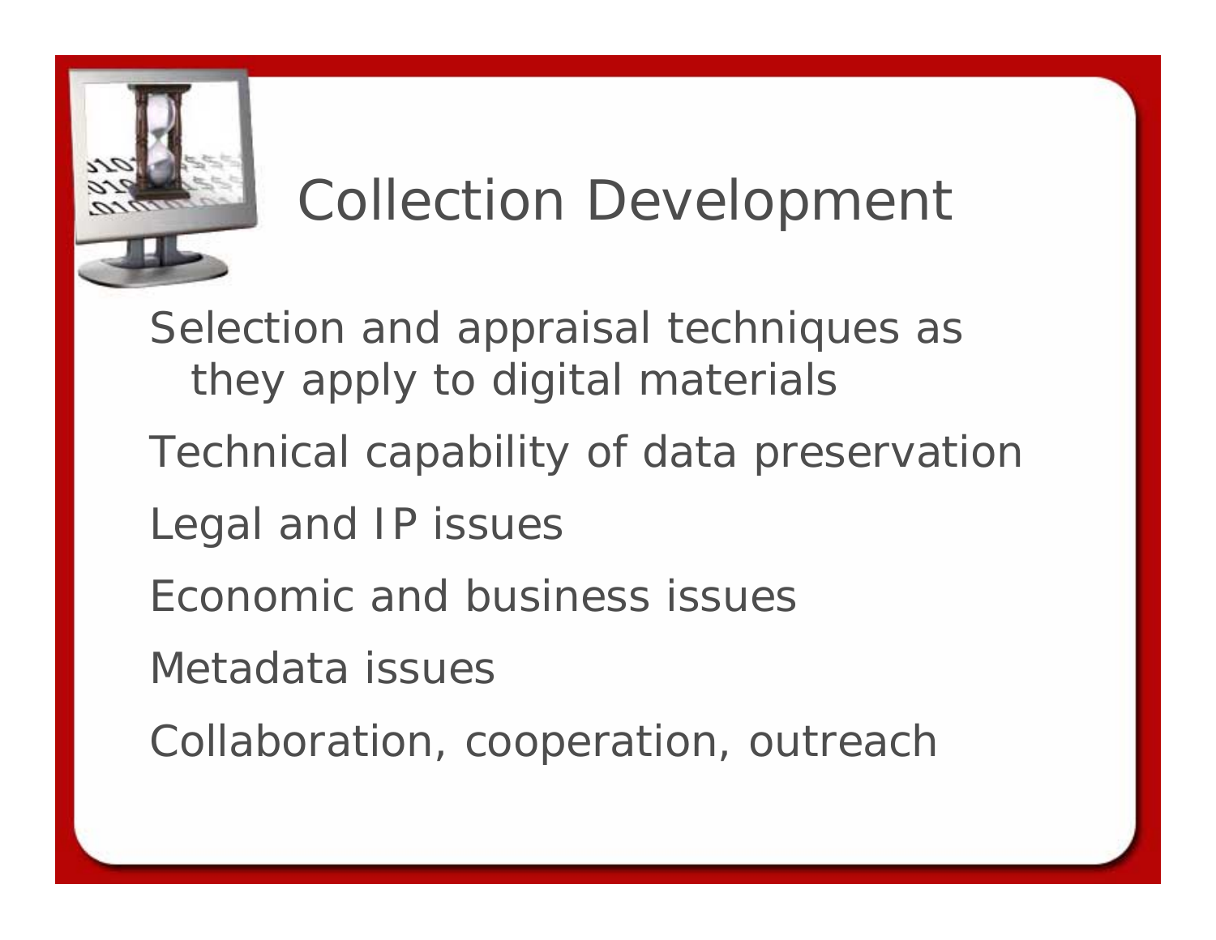# Collection Development

- Selection and appraisal techniques as they apply to digital materials
- Technical capability of data preservation
- Legal and IP issues
- Economic and business issues
- Metadata issues
- Collaboration, cooperation, outreach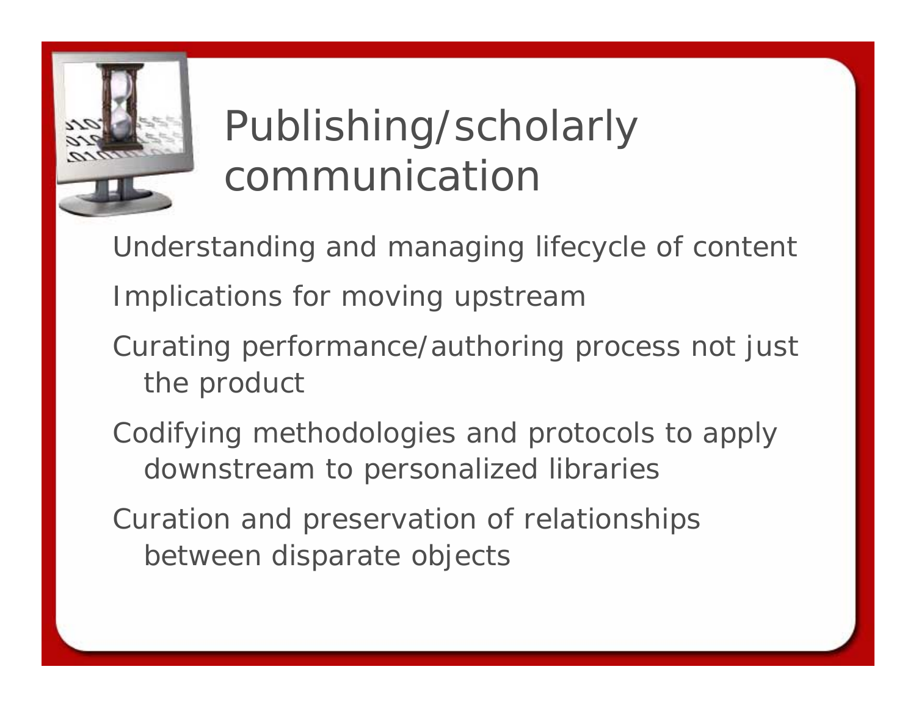# Publishing/scholarly communication

- Understanding and managing lifecycle of content
- Implications for moving upstream
- Curating performance/authoring process not just the product
- Codifying methodologies and protocols to apply downstream to personalized libraries
- Curation and preservation of relationships between disparate objects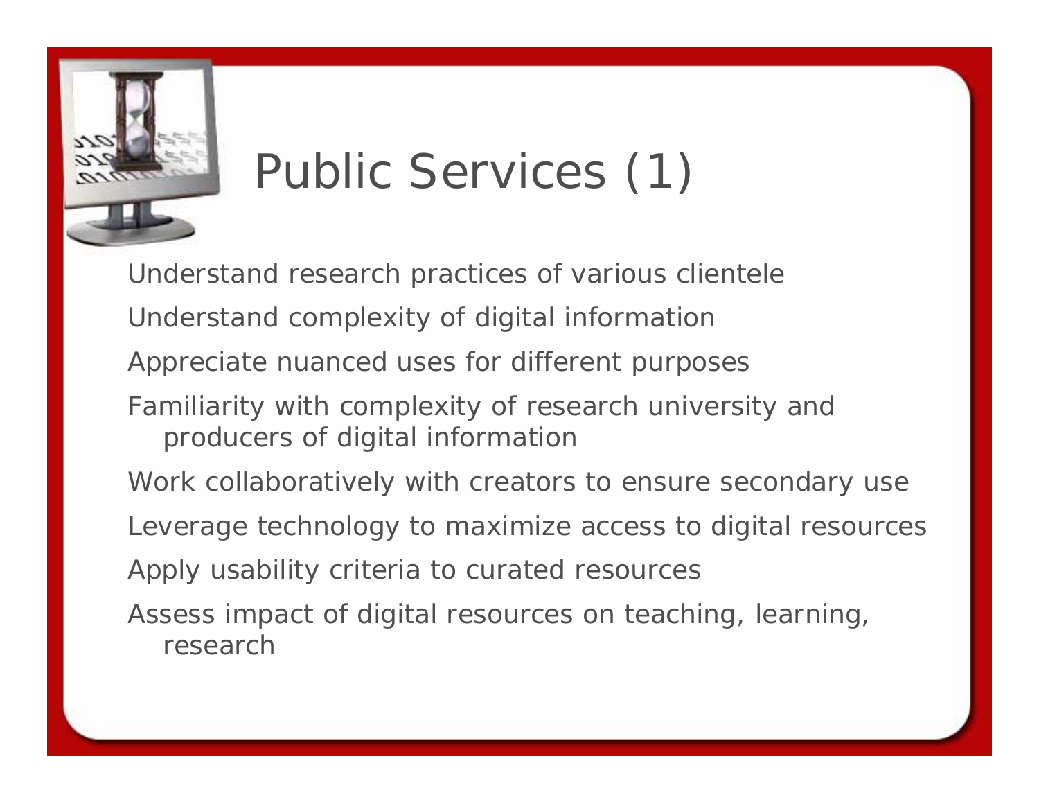# Public Services (1)

- Understand research practices of various clientele
- Understand complexity of digital information
- Appreciate nuanced uses for different purposes
- Familiarity with complexity of research university and producers of digital information
- Work collaboratively with creators to ensure secondary use
- Leverage technology to maximize access to digital resources
- Apply usability criteria to curated resources
- Assess impact of digital resources on teaching, learning, research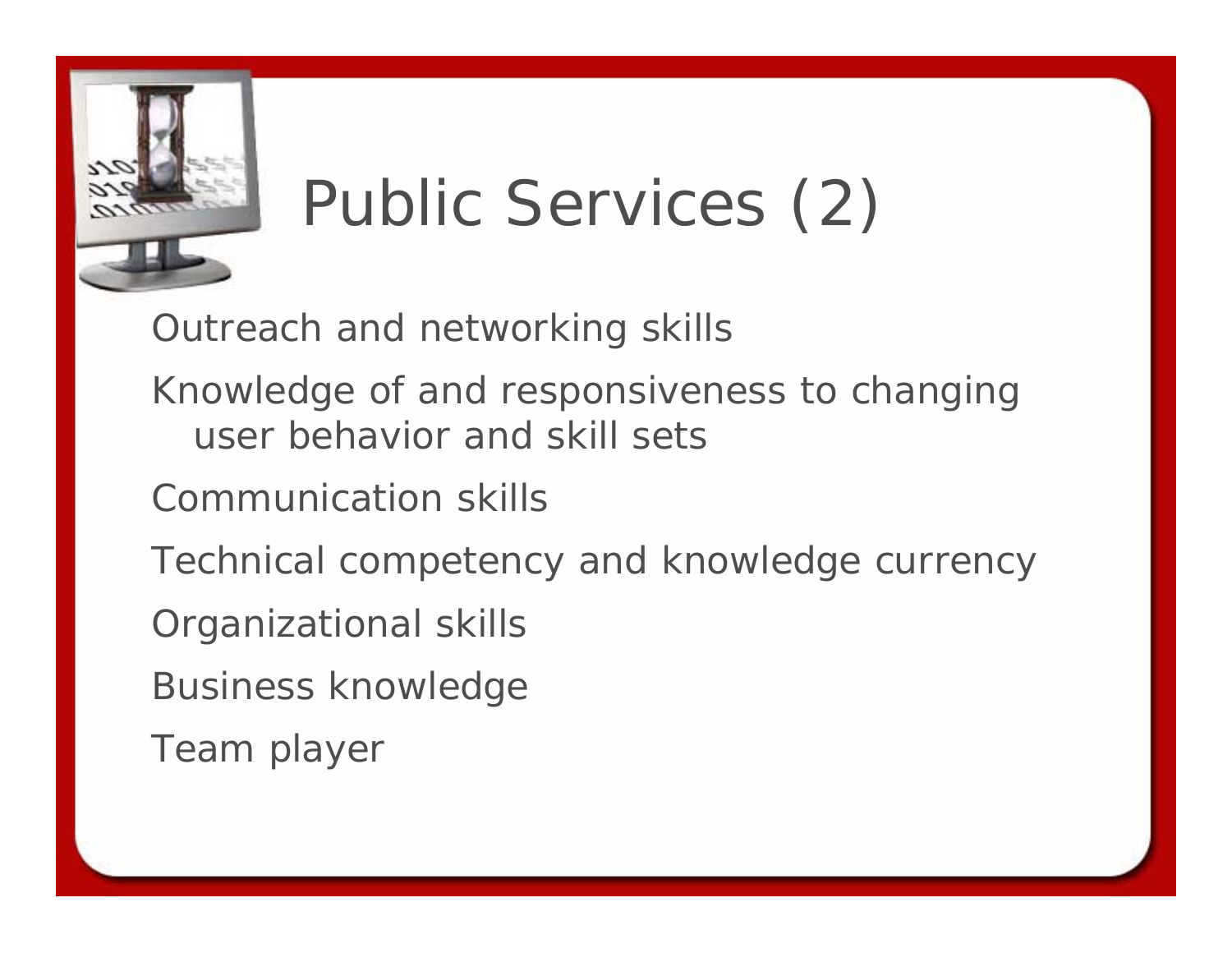# Public Services (2)

- Outreach and networking skills
- Knowledge of and responsiveness to changing user behavior and skill sets
- Communication skills
- Technical competency and knowledge currency
- Organizational skills
- Business knowledge
- Team player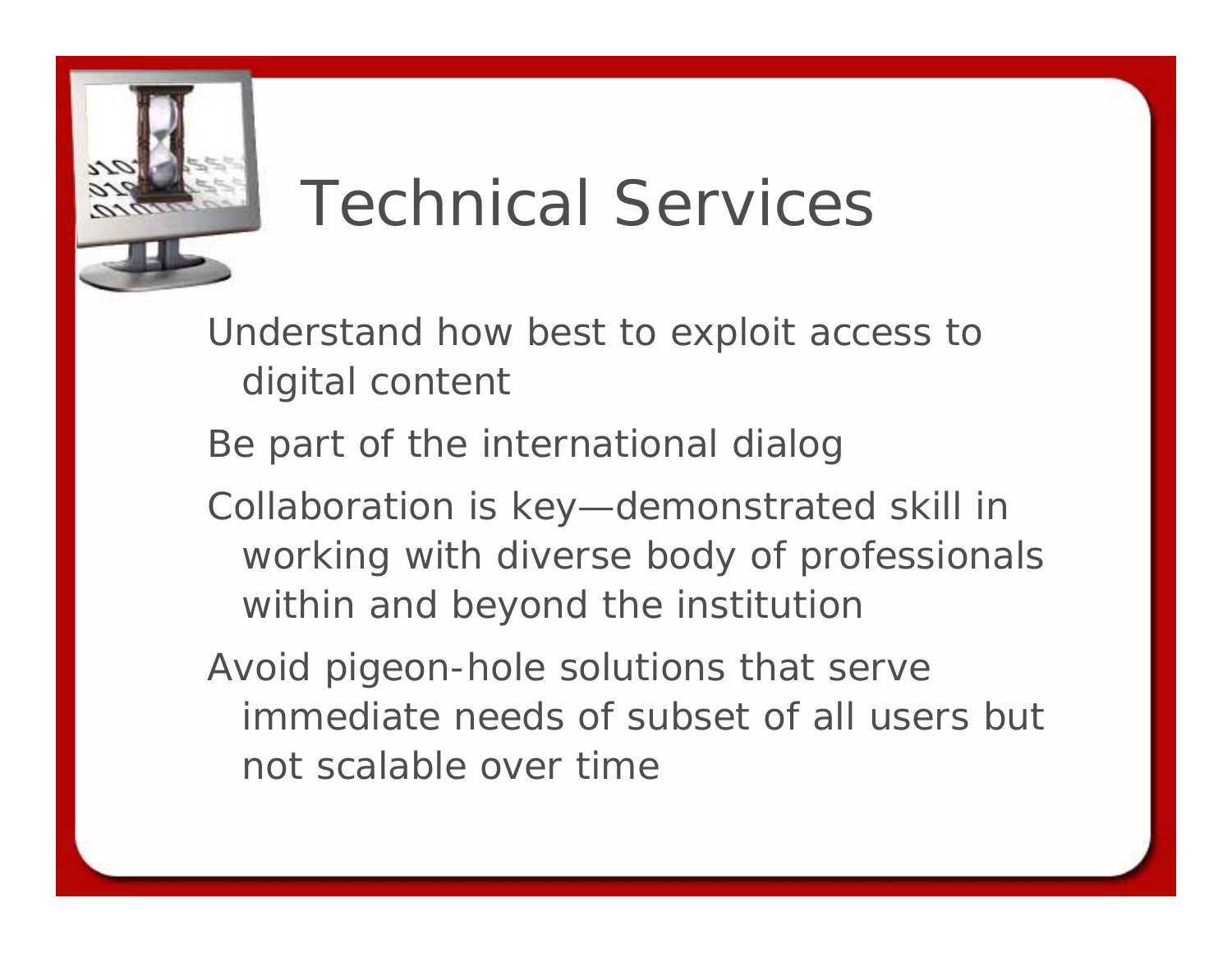# Technical Services

Understand how best to exploit access to digital content

Be part of the international dialog

Collaboration is key—demonstrated skill in working with diverse body of professionals within and beyond the institution

Avoid pigeon-hole solutions that serve immediate needs of subset of all users but not scalable over time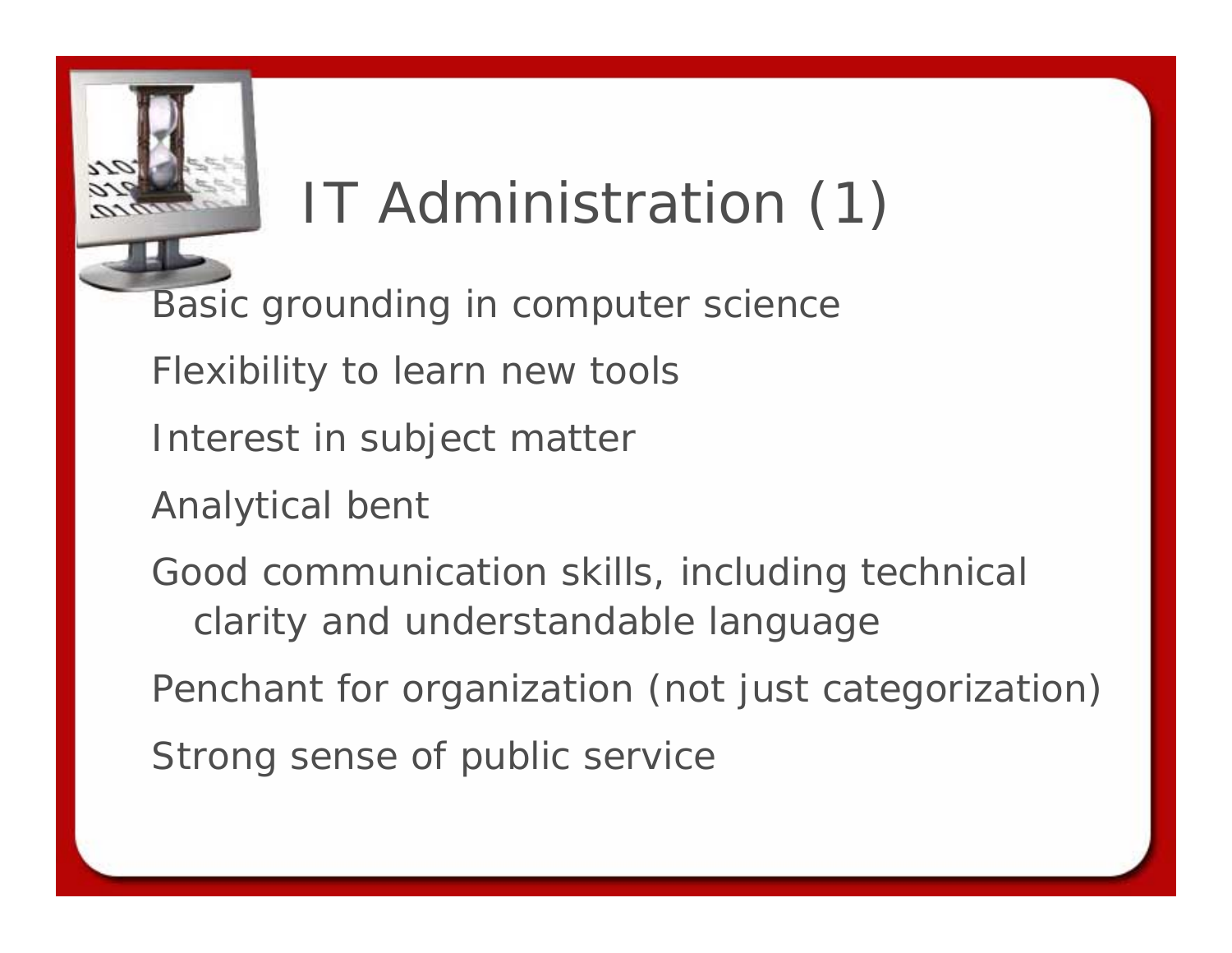# IT Administration (1)

- Basic grounding in computer science
- Flexibility to learn new tools
- Interest in subject matter
- Analytical bent
- Good communication skills, including technical clarity and understandable language
- Penchant for organization (not just categorization)
- Strong sense of public service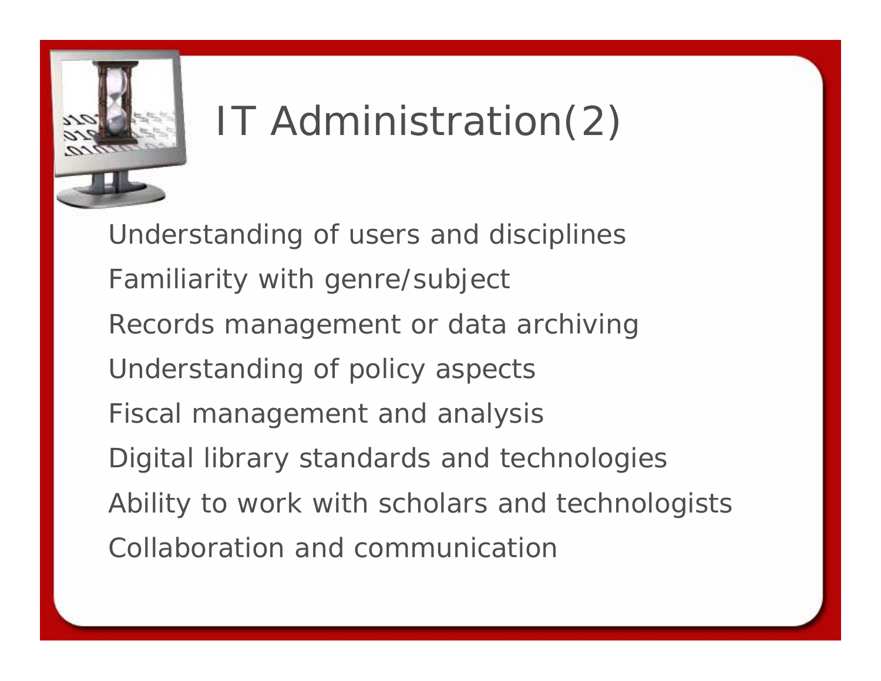# IT Administration(2)

Understanding of users and disciplines

Familiarity with genre/subject

Records management or data archiving

Understanding of policy aspects

Fiscal management and analysis

Digital library standards and technologies

Ability to work with scholars and technologists

Collaboration and communication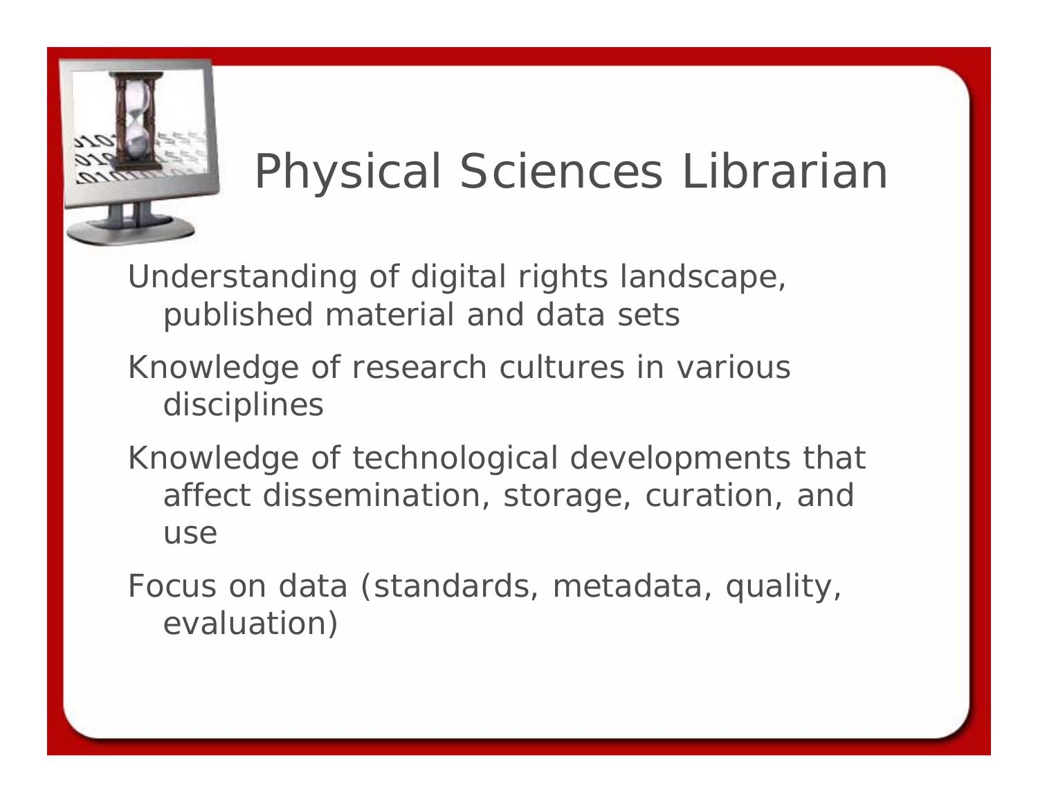# Physical Sciences Librarian

- Understanding of digital rights landscape, published material and data sets
- Knowledge of research cultures in various disciplines
- Knowledge of technological developments that affect dissemination, storage, curation, and use
- Focus on data (standards, metadata, quality, evaluation)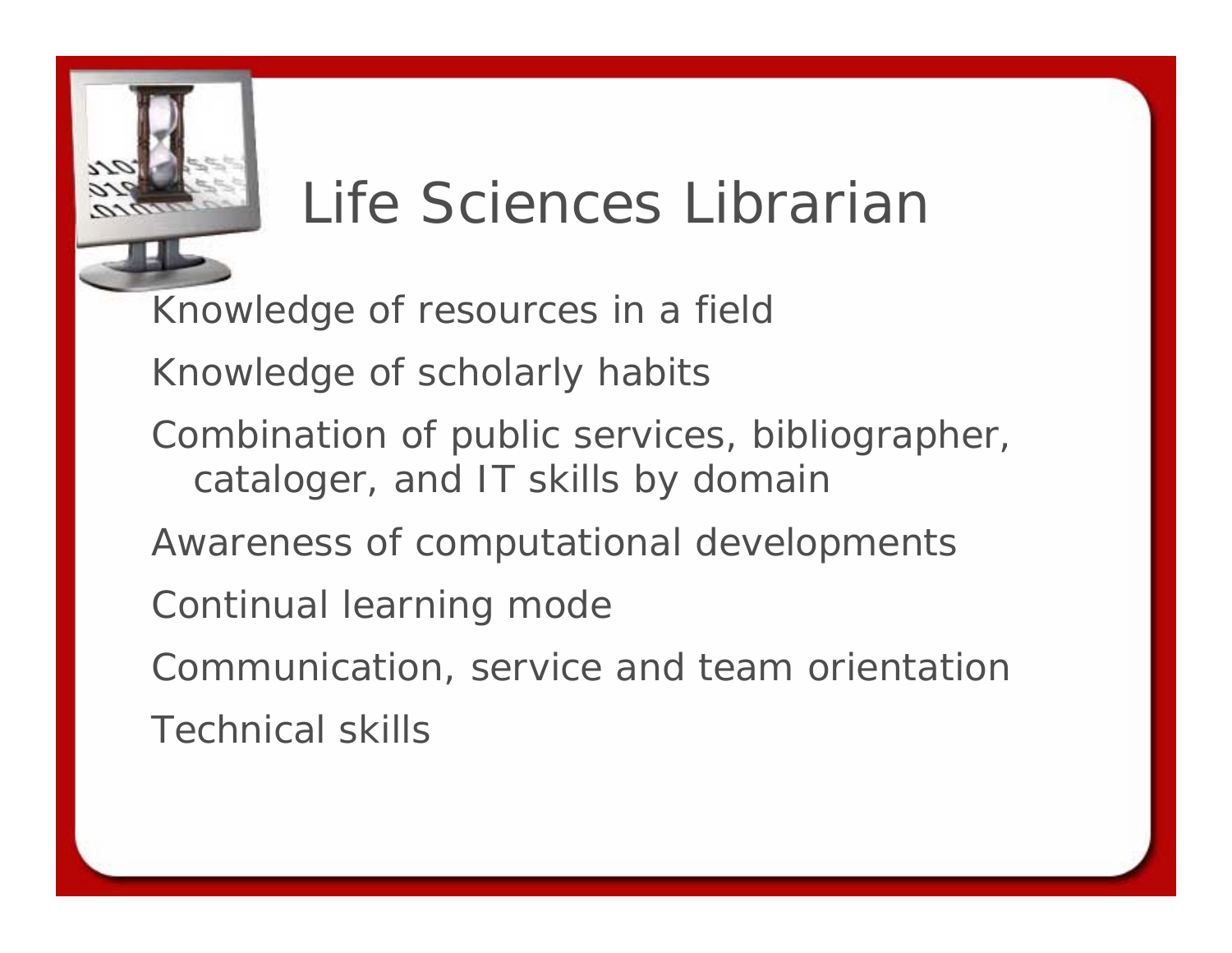# Life Sciences Librarian

- Knowledge of resources in a field
- Knowledge of scholarly habits
- Combination of public services, bibliographer, cataloger, and IT skills by domain
- Awareness of computational developments
- Continual learning mode
- Communication, service and team orientation
- Technical skills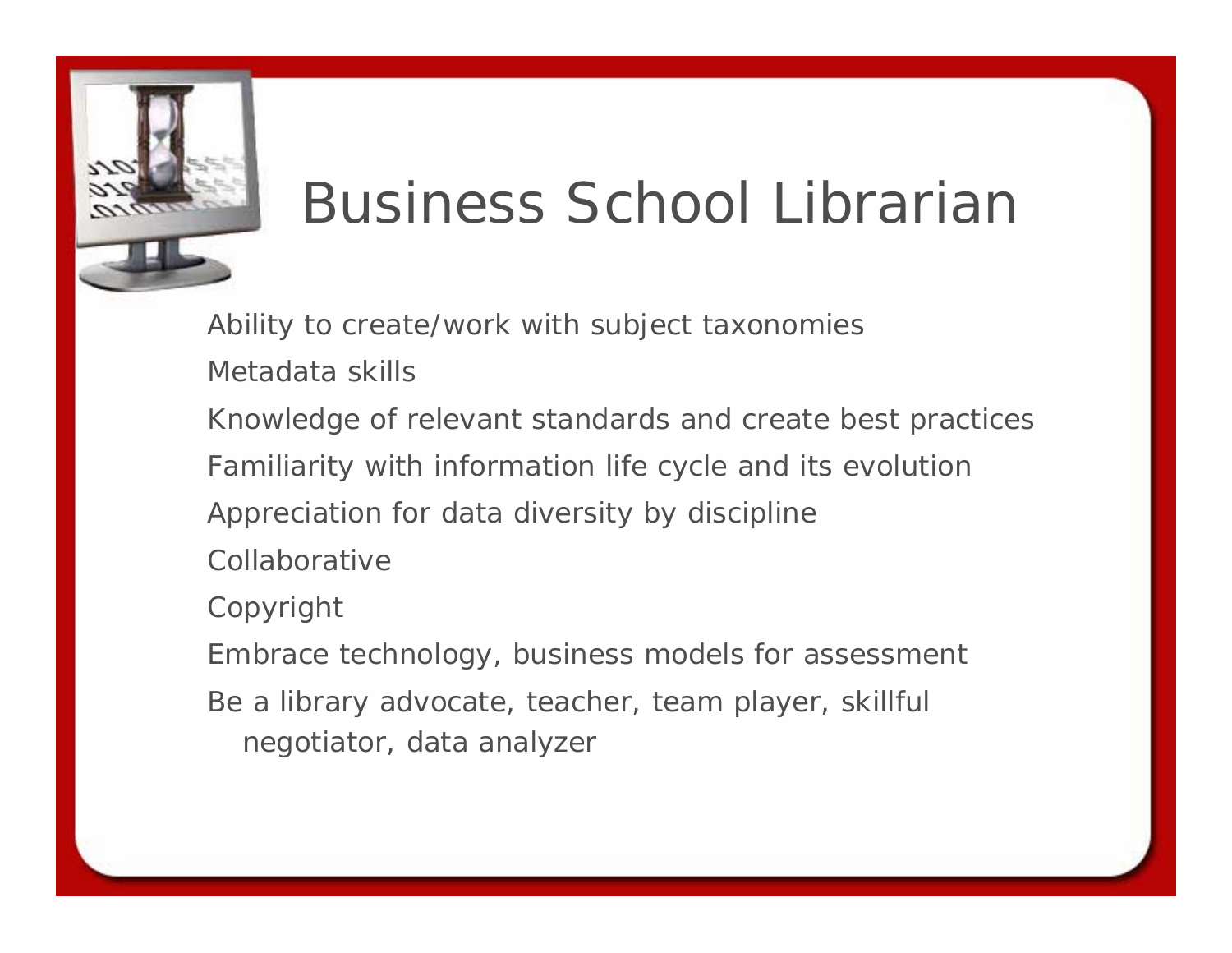# Business School Librarian

- Ability to create/work with subject taxonomies
- Metadata skills
- Knowledge of relevant standards and create best practices
- Familiarity with information life cycle and its evolution
- Appreciation for data diversity by discipline
- Collaborative
- Copyright
- Embrace technology, business models for assessment
- Be a library advocate, teacher, team player, skillful negotiator, data analyzer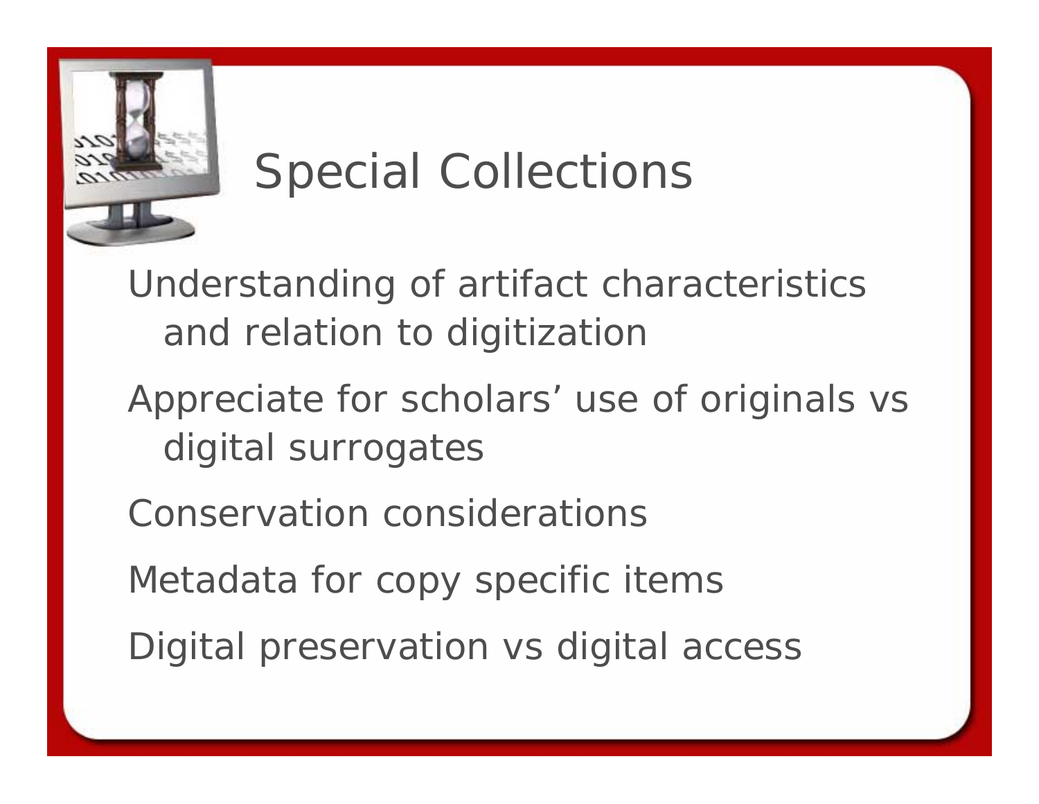# Special Collections

- Understanding of artifact characteristics and relation to digitization
- Appreciate for scholars' use of originals vs digital surrogates
- Conservation considerations
- Metadata for copy specific items
- Digital preservation vs digital access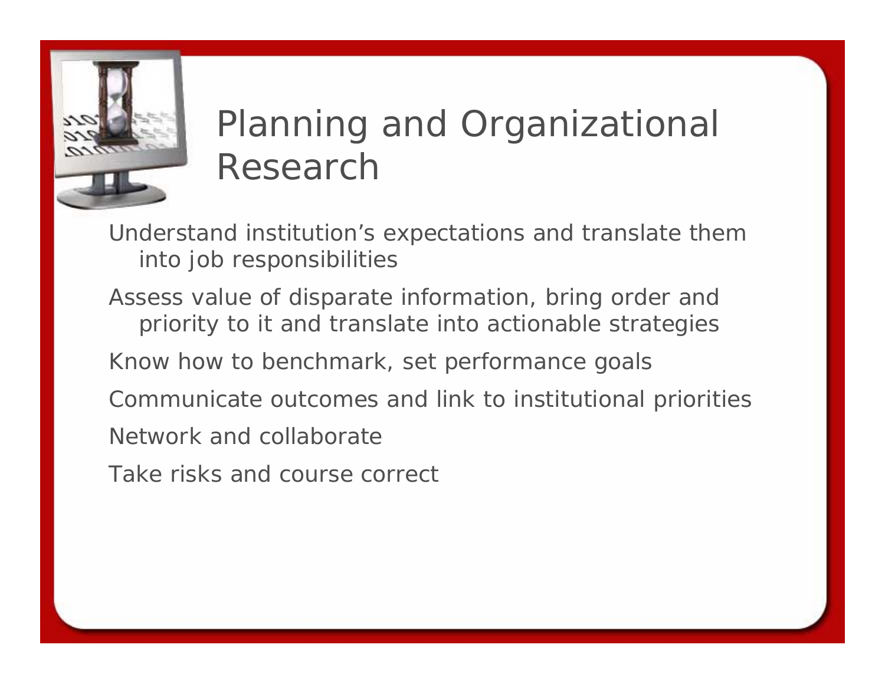# Planning and Organizational Research

- Understand institution's expectations and translate them into job responsibilities
- Assess value of disparate information, bring order and priority to it and translate into actionable strategies
- Know how to benchmark, set performance goals
- Communicate outcomes and link to institutional priorities
- Network and collaborate
- Take risks and course correct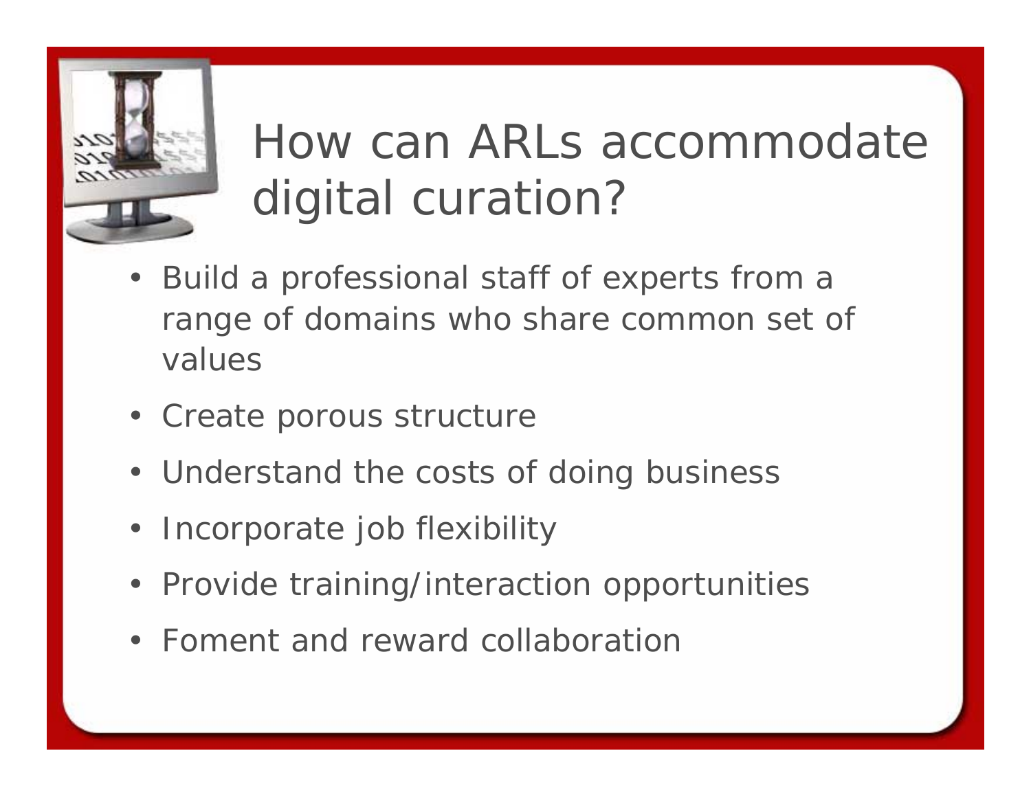# How can ARLs accommodate digital curation?

- Build a professional staff of experts from a range of domains who share common set of values
- Create porous structure
- Understand the costs of doing business
- Incorporate job flexibility
- Provide training/interaction opportunities
- Foment and reward collaboration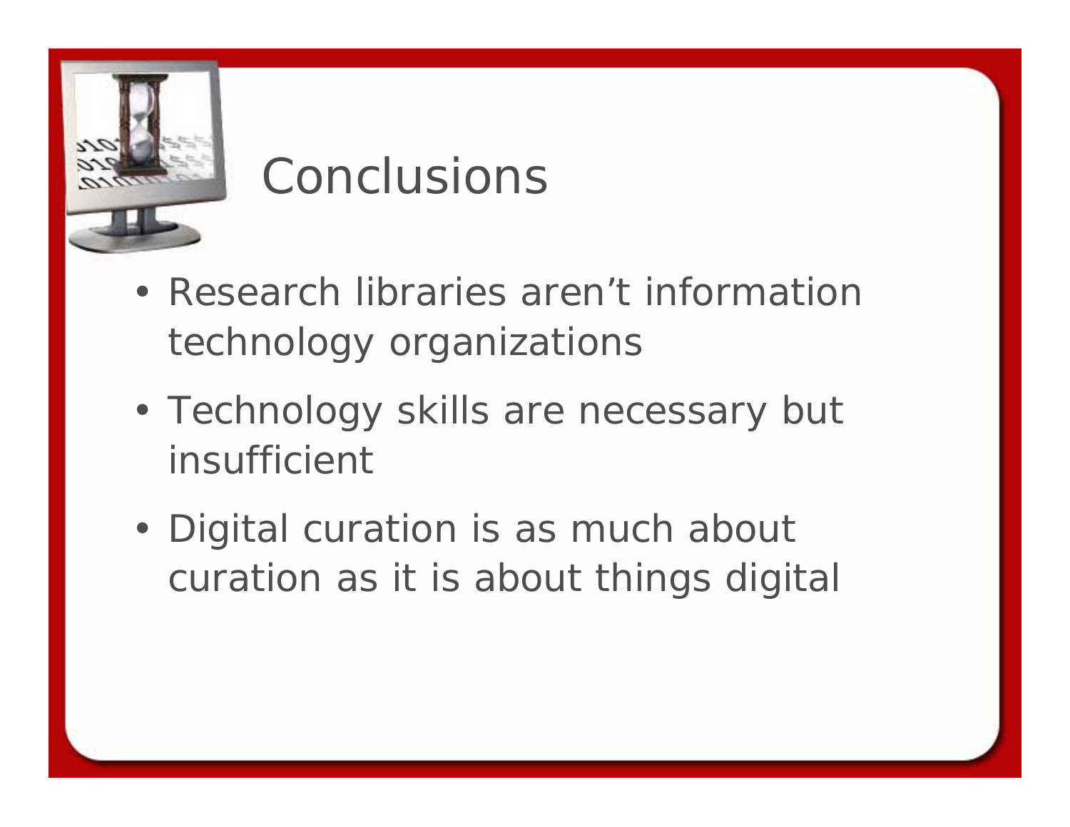# Conclusions

- Research libraries aren’t information technology organizations
- Technology skills are necessary but insufficient
- Digital curation is as much about curation as it is about things digital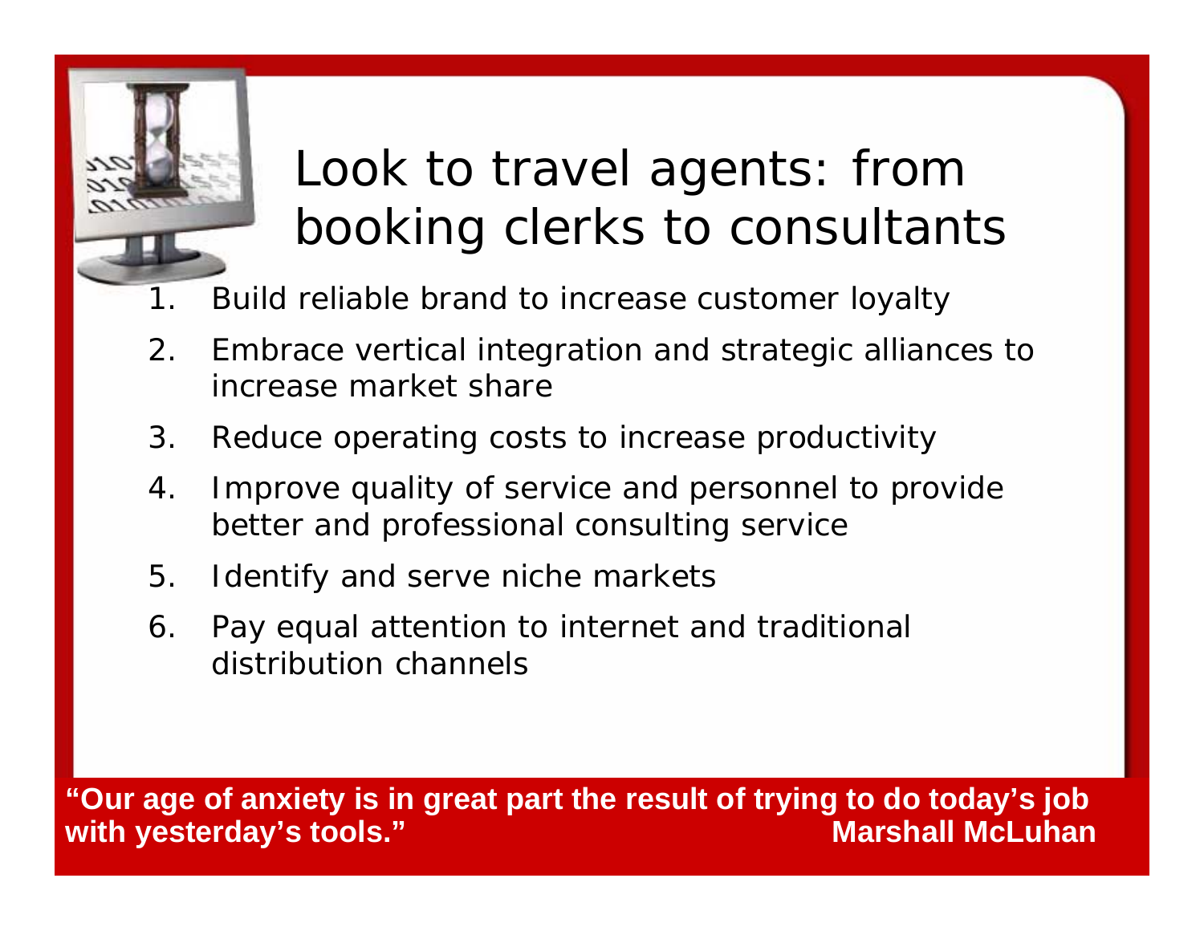# Look to travel agents: from booking clerks to consultants

1. Build reliable brand to increase customer loyalty
2. Embrace vertical integration and strategic alliances to increase market share
3. Reduce operating costs to increase productivity
4. Improve quality of service and personnel to provide better and professional consulting service
5. Identify and serve niche markets
6. Pay equal attention to internet and traditional distribution channels

**"Our age of anxiety is in great part the result of trying to do today's job with yesterday's tools." Marshall McLuhan**